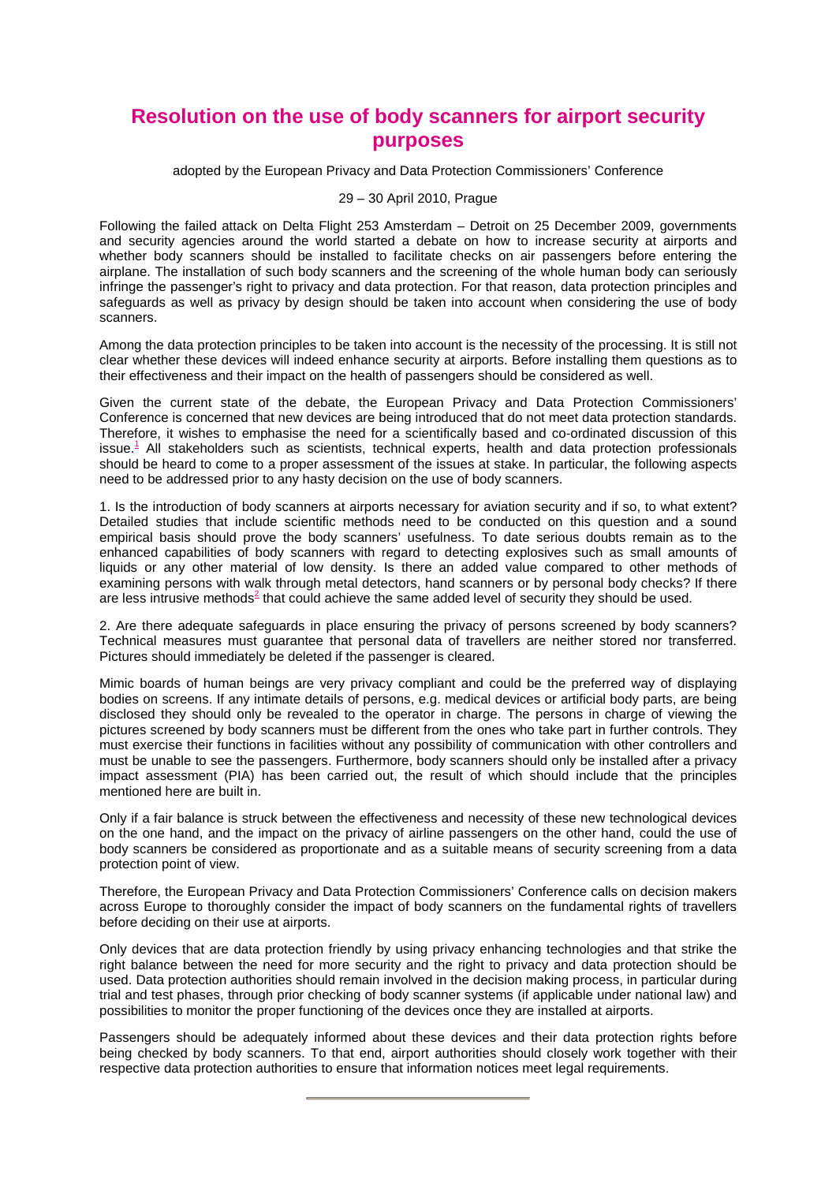# Resolution on the use of body scanners for airport security purposes

adopted by the European Privacy and Data Protection Commissioners' Conference

29 – 30 April 2010, Prague

Following the failed attack on Delta Flight 253 Amsterdam – Detroit on 25 December 2009, governments and security agencies around the world started a debate on how to increase security at airports and whether body scanners should be installed to facilitate checks on air passengers before entering the airplane. The installation of such body scanners and the screening of the whole human body can seriously infringe the passenger's right to privacy and data protection. For that reason, data protection principles and safeguards as well as privacy by design should be taken into account when considering the use of body scanners.

Among the data protection principles to be taken into account is the necessity of the processing. It is still not clear whether these devices will indeed enhance security at airports. Before installing them questions as to their effectiveness and their impact on the health of passengers should be considered as well.

Given the current state of the debate, the European Privacy and Data Protection Commissioners' Conference is concerned that new devices are being introduced that do not meet data protection standards. Therefore, it wishes to emphasise the need for a scientifically based and co-ordinated discussion of this issue.[1] All stakeholders such as scientists, technical experts, health and data protection professionals should be heard to come to a proper assessment of the issues at stake. In particular, the following aspects need to be addressed prior to any hasty decision on the use of body scanners.

1. Is the introduction of body scanners at airports necessary for aviation security and if so, to what extent? Detailed studies that include scientific methods need to be conducted on this question and a sound empirical basis should prove the body scanners' usefulness. To date serious doubts remain as to the enhanced capabilities of body scanners with regard to detecting explosives such as small amounts of liquids or any other material of low density. Is there an added value compared to other methods of examining persons with walk through metal detectors, hand scanners or by personal body checks? If there are less intrusive methods[2] that could achieve the same added level of security they should be used.

2. Are there adequate safeguards in place ensuring the privacy of persons screened by body scanners? Technical measures must guarantee that personal data of travellers are neither stored nor transferred. Pictures should immediately be deleted if the passenger is cleared.

Mimic boards of human beings are very privacy compliant and could be the preferred way of displaying bodies on screens. If any intimate details of persons, e.g. medical devices or artificial body parts, are being disclosed they should only be revealed to the operator in charge. The persons in charge of viewing the pictures screened by body scanners must be different from the ones who take part in further controls. They must exercise their functions in facilities without any possibility of communication with other controllers and must be unable to see the passengers. Furthermore, body scanners should only be installed after a privacy impact assessment (PIA) has been carried out, the result of which should include that the principles mentioned here are built in.

Only if a fair balance is struck between the effectiveness and necessity of these new technological devices on the one hand, and the impact on the privacy of airline passengers on the other hand, could the use of body scanners be considered as proportionate and as a suitable means of security screening from a data protection point of view.

Therefore, the European Privacy and Data Protection Commissioners' Conference calls on decision makers across Europe to thoroughly consider the impact of body scanners on the fundamental rights of travellers before deciding on their use at airports.

Only devices that are data protection friendly by using privacy enhancing technologies and that strike the right balance between the need for more security and the right to privacy and data protection should be used. Data protection authorities should remain involved in the decision making process, in particular during trial and test phases, through prior checking of body scanner systems (if applicable under national law) and possibilities to monitor the proper functioning of the devices once they are installed at airports.

Passengers should be adequately informed about these devices and their data protection rights before being checked by body scanners. To that end, airport authorities should closely work together with their respective data protection authorities to ensure that information notices meet legal requirements.

---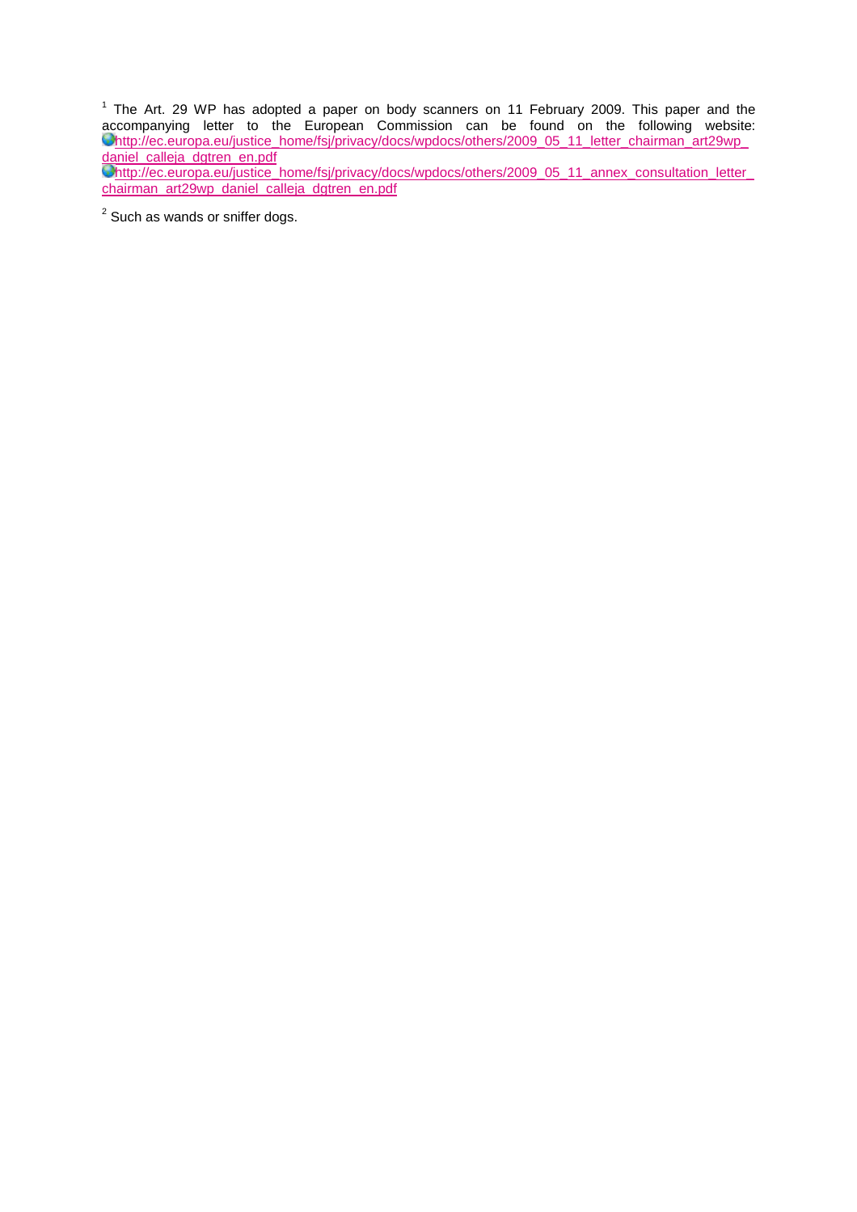[1] The Art. 29 WP has adopted a paper on body scanners on 11 February 2009. This paper and the accompanying letter to the European Commission can be found on the following website: http://ec.europa.eu/justice_home/fsj/privacy/docs/wpdocs/others/2009_05_11_letter_chairman_art29wp_daniel_calleja_dgtren_en.pdf
http://ec.europa.eu/justice_home/fsj/privacy/docs/wpdocs/others/2009_05_11_annex_consultation_letter_chairman_art29wp_daniel_calleja_dgtren_en.pdf

[2] Such as wands or sniffer dogs.